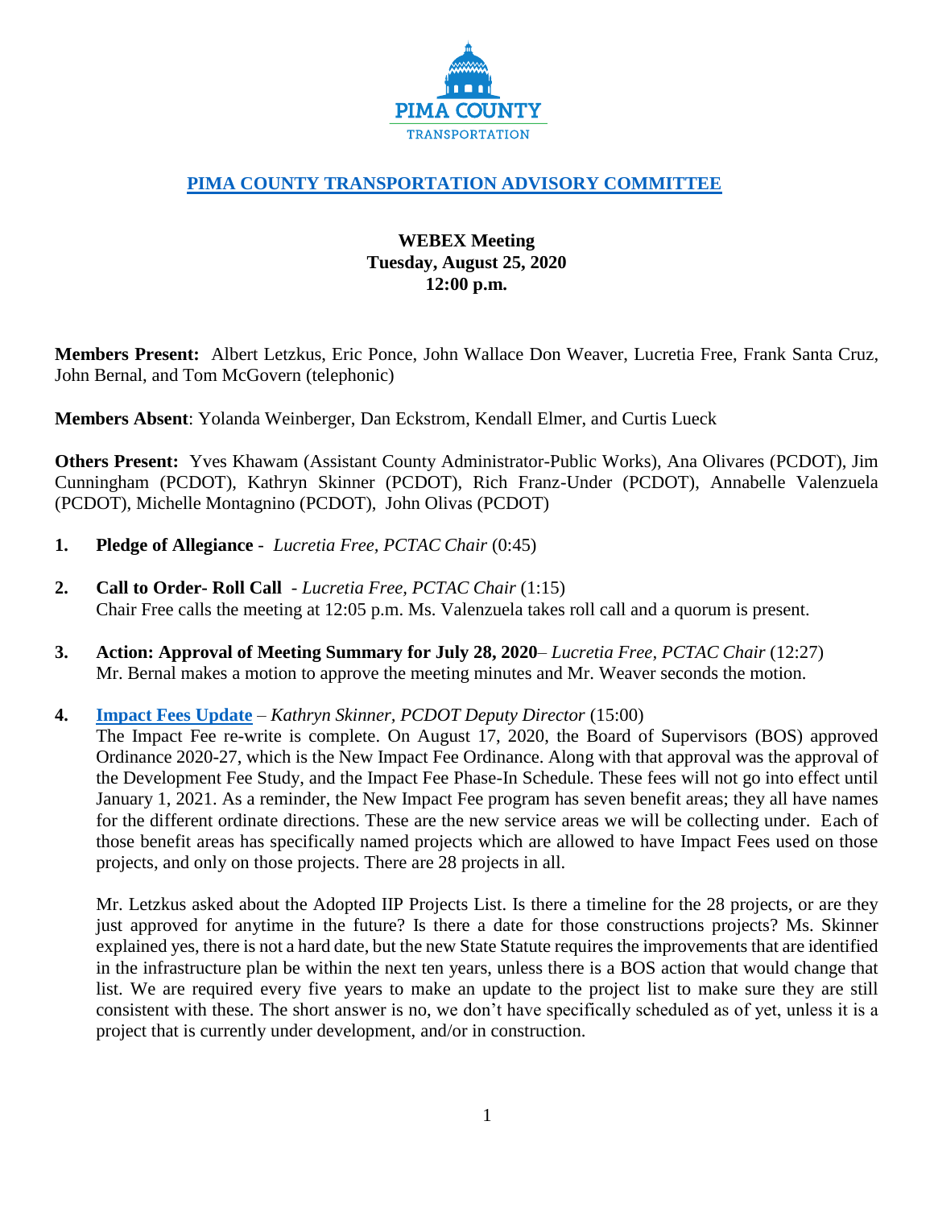# PIMA COUNTY TRANSPORTATION ADVISORY COMMITTEE

**WEBEX Meeting**
**Tuesday, August 25, 2020**
**12:00 p.m.**

**Members Present:** Albert Letzkus, Eric Ponce, John Wallace Don Weaver, Lucretia Free, Frank Santa Cruz, John Bernal, and Tom McGovern (telephonic)

**Members Absent**: Yolanda Weinberger, Dan Eckstrom, Kendall Elmer, and Curtis Lueck

**Others Present:** Yves Khawam (Assistant County Administrator-Public Works), Ana Olivares (PCDOT), Jim Cunningham (PCDOT), Kathryn Skinner (PCDOT), Rich Franz-Under (PCDOT), Annabelle Valenzuela (PCDOT), Michelle Montagnino (PCDOT), John Olivas (PCDOT)

1. **Pledge of Allegiance** - *Lucretia Free, PCTAC Chair* (0:45)

2. **Call to Order- Roll Call** - *Lucretia Free, PCTAC Chair* (1:15)
   Chair Free calls the meeting at 12:05 p.m. Ms. Valenzuela takes roll call and a quorum is present.

3. **Action: Approval of Meeting Summary for July 28, 2020**– *Lucretia Free, PCTAC Chair* (12:27)
   Mr. Bernal makes a motion to approve the meeting minutes and Mr. Weaver seconds the motion.

4. **Impact Fees Update** – *Kathryn Skinner, PCDOT Deputy Director* (15:00)
   The Impact Fee re-write is complete. On August 17, 2020, the Board of Supervisors (BOS) approved Ordinance 2020-27, which is the New Impact Fee Ordinance. Along with that approval was the approval of the Development Fee Study, and the Impact Fee Phase-In Schedule. These fees will not go into effect until January 1, 2021. As a reminder, the New Impact Fee program has seven benefit areas; they all have names for the different ordinate directions. These are the new service areas we will be collecting under. Each of those benefit areas has specifically named projects which are allowed to have Impact Fees used on those projects, and only on those projects. There are 28 projects in all.

   Mr. Letzkus asked about the Adopted IIP Projects List. Is there a timeline for the 28 projects, or are they just approved for anytime in the future? Is there a date for those constructions projects? Ms. Skinner explained yes, there is not a hard date, but the new State Statute requires the improvements that are identified in the infrastructure plan be within the next ten years, unless there is a BOS action that would change that list. We are required every five years to make an update to the project list to make sure they are still consistent with these. The short answer is no, we don't have specifically scheduled as of yet, unless it is a project that is currently under development, and/or in construction.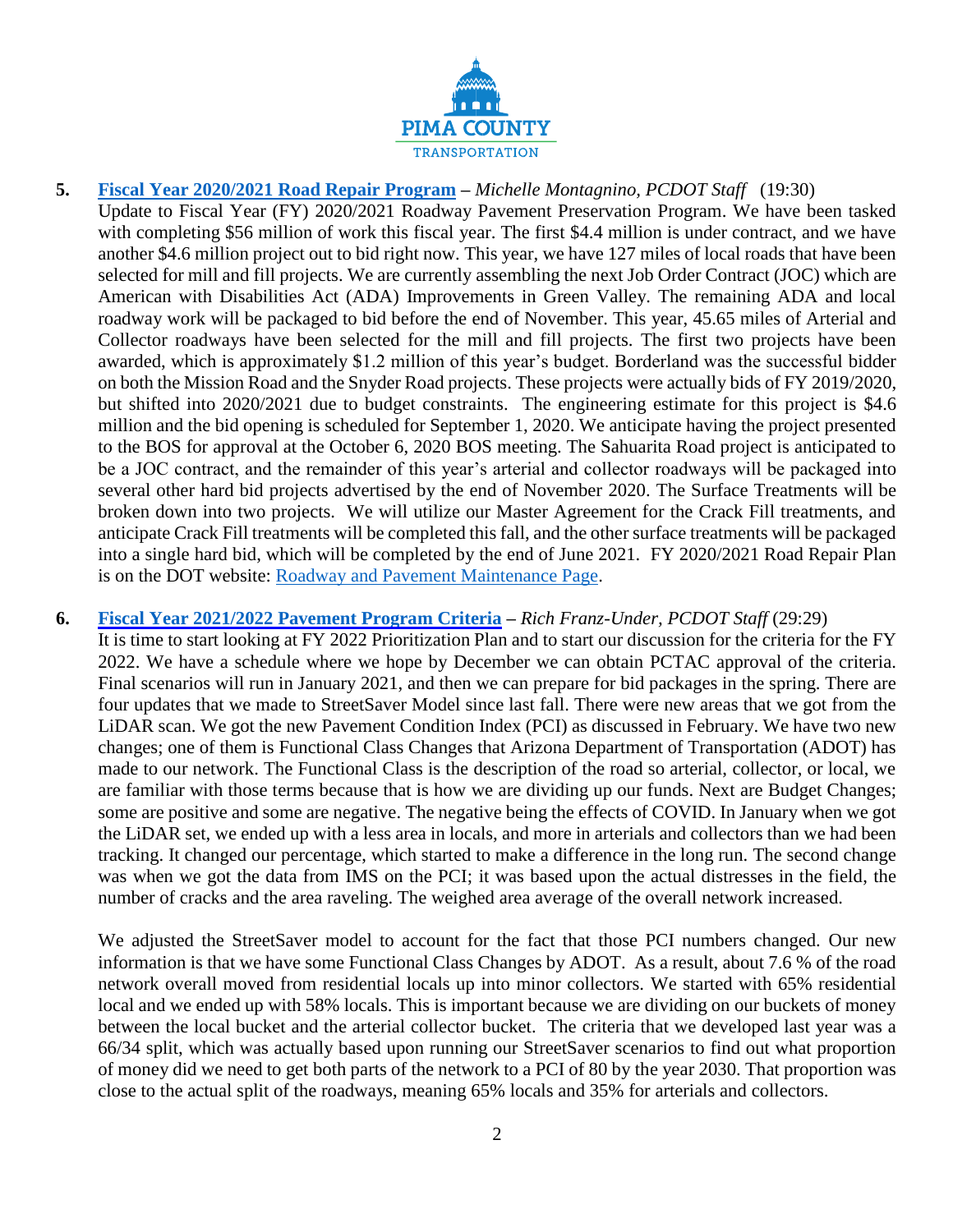**5. [Fiscal Year 2020/2021 Road Repair Program](#) –** *Michelle Montagnino, PCDOT Staff* (19:30)

Update to Fiscal Year (FY) 2020/2021 Roadway Pavement Preservation Program. We have been tasked with completing $56 million of work this fiscal year. The first $4.4 million is under contract, and we have another $4.6 million project out to bid right now. This year, we have 127 miles of local roads that have been selected for mill and fill projects. We are currently assembling the next Job Order Contract (JOC) which are American with Disabilities Act (ADA) Improvements in Green Valley. The remaining ADA and local roadway work will be packaged to bid before the end of November. This year, 45.65 miles of Arterial and Collector roadways have been selected for the mill and fill projects. The first two projects have been awarded, which is approximately $1.2 million of this year's budget. Borderland was the successful bidder on both the Mission Road and the Snyder Road projects. These projects were actually bids of FY 2019/2020, but shifted into 2020/2021 due to budget constraints. The engineering estimate for this project is $4.6 million and the bid opening is scheduled for September 1, 2020. We anticipate having the project presented to the BOS for approval at the October 6, 2020 BOS meeting. The Sahuarita Road project is anticipated to be a JOC contract, and the remainder of this year's arterial and collector roadways will be packaged into several other hard bid projects advertised by the end of November 2020. The Surface Treatments will be broken down into two projects. We will utilize our Master Agreement for the Crack Fill treatments, and anticipate Crack Fill treatments will be completed this fall, and the other surface treatments will be packaged into a single hard bid, which will be completed by the end of June 2021. FY 2020/2021 Road Repair Plan is on the DOT website: [Roadway and Pavement Maintenance Page](#).

**6. [Fiscal Year 2021/2022 Pavement Program Criteria](#) –** *Rich Franz-Under, PCDOT Staff* (29:29)

It is time to start looking at FY 2022 Prioritization Plan and to start our discussion for the criteria for the FY 2022. We have a schedule where we hope by December we can obtain PCTAC approval of the criteria. Final scenarios will run in January 2021, and then we can prepare for bid packages in the spring. There are four updates that we made to StreetSaver Model since last fall. There were new areas that we got from the LiDAR scan. We got the new Pavement Condition Index (PCI) as discussed in February. We have two new changes; one of them is Functional Class Changes that Arizona Department of Transportation (ADOT) has made to our network. The Functional Class is the description of the road so arterial, collector, or local, we are familiar with those terms because that is how we are dividing up our funds. Next are Budget Changes; some are positive and some are negative. The negative being the effects of COVID. In January when we got the LiDAR set, we ended up with a less area in locals, and more in arterials and collectors than we had been tracking. It changed our percentage, which started to make a difference in the long run. The second change was when we got the data from IMS on the PCI; it was based upon the actual distresses in the field, the number of cracks and the area raveling. The weighed area average of the overall network increased.

We adjusted the StreetSaver model to account for the fact that those PCI numbers changed. Our new information is that we have some Functional Class Changes by ADOT. As a result, about 7.6 % of the road network overall moved from residential locals up into minor collectors. We started with 65% residential local and we ended up with 58% locals. This is important because we are dividing on our buckets of money between the local bucket and the arterial collector bucket. The criteria that we developed last year was a 66/34 split, which was actually based upon running our StreetSaver scenarios to find out what proportion of money did we need to get both parts of the network to a PCI of 80 by the year 2030. That proportion was close to the actual split of the roadways, meaning 65% locals and 35% for arterials and collectors.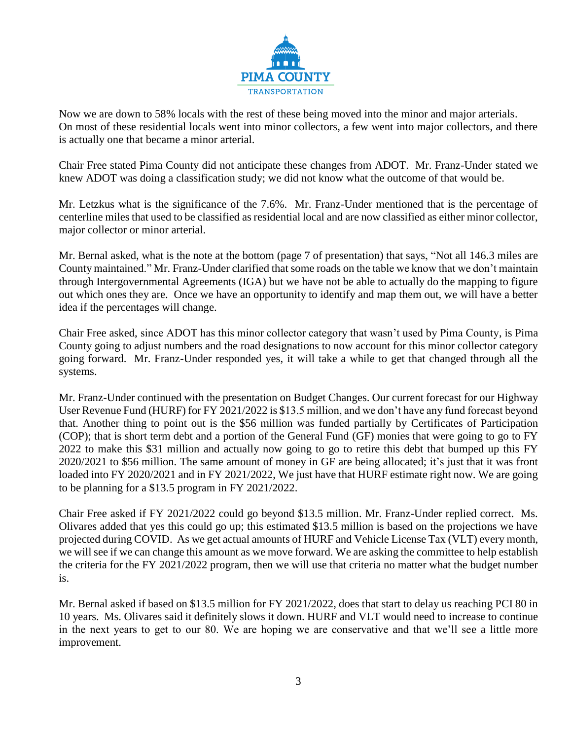Now we are down to 58% locals with the rest of these being moved into the minor and major arterials. On most of these residential locals went into minor collectors, a few went into major collectors, and there is actually one that became a minor arterial.

Chair Free stated Pima County did not anticipate these changes from ADOT. Mr. Franz-Under stated we knew ADOT was doing a classification study; we did not know what the outcome of that would be.

Mr. Letzkus what is the significance of the 7.6%. Mr. Franz-Under mentioned that is the percentage of centerline miles that used to be classified as residential local and are now classified as either minor collector, major collector or minor arterial.

Mr. Bernal asked, what is the note at the bottom (page 7 of presentation) that says, "Not all 146.3 miles are County maintained." Mr. Franz-Under clarified that some roads on the table we know that we don't maintain through Intergovernmental Agreements (IGA) but we have not be able to actually do the mapping to figure out which ones they are. Once we have an opportunity to identify and map them out, we will have a better idea if the percentages will change.

Chair Free asked, since ADOT has this minor collector category that wasn't used by Pima County, is Pima County going to adjust numbers and the road designations to now account for this minor collector category going forward. Mr. Franz-Under responded yes, it will take a while to get that changed through all the systems.

Mr. Franz-Under continued with the presentation on Budget Changes. Our current forecast for our Highway User Revenue Fund (HURF) for FY 2021/2022 is $13.5 million, and we don't have any fund forecast beyond that. Another thing to point out is the $56 million was funded partially by Certificates of Participation (COP); that is short term debt and a portion of the General Fund (GF) monies that were going to go to FY 2022 to make this $31 million and actually now going to go to retire this debt that bumped up this FY 2020/2021 to $56 million. The same amount of money in GF are being allocated; it's just that it was front loaded into FY 2020/2021 and in FY 2021/2022, We just have that HURF estimate right now. We are going to be planning for a $13.5 program in FY 2021/2022.

Chair Free asked if FY 2021/2022 could go beyond $13.5 million. Mr. Franz-Under replied correct. Ms. Olivares added that yes this could go up; this estimated $13.5 million is based on the projections we have projected during COVID. As we get actual amounts of HURF and Vehicle License Tax (VLT) every month, we will see if we can change this amount as we move forward. We are asking the committee to help establish the criteria for the FY 2021/2022 program, then we will use that criteria no matter what the budget number is.

Mr. Bernal asked if based on $13.5 million for FY 2021/2022, does that start to delay us reaching PCI 80 in 10 years. Ms. Olivares said it definitely slows it down. HURF and VLT would need to increase to continue in the next years to get to our 80. We are hoping we are conservative and that we'll see a little more improvement.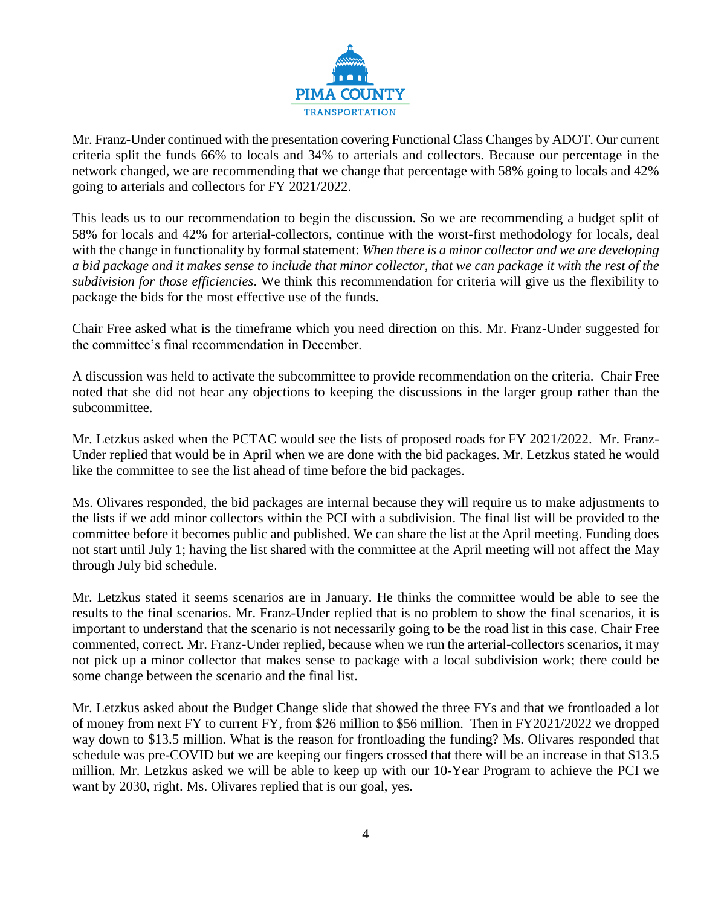Mr. Franz-Under continued with the presentation covering Functional Class Changes by ADOT. Our current criteria split the funds 66% to locals and 34% to arterials and collectors. Because our percentage in the network changed, we are recommending that we change that percentage with 58% going to locals and 42% going to arterials and collectors for FY 2021/2022.

This leads us to our recommendation to begin the discussion. So we are recommending a budget split of 58% for locals and 42% for arterial-collectors, continue with the worst-first methodology for locals, deal with the change in functionality by formal statement: *When there is a minor collector and we are developing a bid package and it makes sense to include that minor collector, that we can package it with the rest of the subdivision for those efficiencies*. We think this recommendation for criteria will give us the flexibility to package the bids for the most effective use of the funds.

Chair Free asked what is the timeframe which you need direction on this. Mr. Franz-Under suggested for the committee's final recommendation in December.

A discussion was held to activate the subcommittee to provide recommendation on the criteria. Chair Free noted that she did not hear any objections to keeping the discussions in the larger group rather than the subcommittee.

Mr. Letzkus asked when the PCTAC would see the lists of proposed roads for FY 2021/2022. Mr. Franz-Under replied that would be in April when we are done with the bid packages. Mr. Letzkus stated he would like the committee to see the list ahead of time before the bid packages.

Ms. Olivares responded, the bid packages are internal because they will require us to make adjustments to the lists if we add minor collectors within the PCI with a subdivision. The final list will be provided to the committee before it becomes public and published. We can share the list at the April meeting. Funding does not start until July 1; having the list shared with the committee at the April meeting will not affect the May through July bid schedule.

Mr. Letzkus stated it seems scenarios are in January. He thinks the committee would be able to see the results to the final scenarios. Mr. Franz-Under replied that is no problem to show the final scenarios, it is important to understand that the scenario is not necessarily going to be the road list in this case. Chair Free commented, correct. Mr. Franz-Under replied, because when we run the arterial-collectors scenarios, it may not pick up a minor collector that makes sense to package with a local subdivision work; there could be some change between the scenario and the final list.

Mr. Letzkus asked about the Budget Change slide that showed the three FYs and that we frontloaded a lot of money from next FY to current FY, from $26 million to $56 million. Then in FY2021/2022 we dropped way down to $13.5 million. What is the reason for frontloading the funding? Ms. Olivares responded that schedule was pre-COVID but we are keeping our fingers crossed that there will be an increase in that $13.5 million. Mr. Letzkus asked we will be able to keep up with our 10-Year Program to achieve the PCI we want by 2030, right. Ms. Olivares replied that is our goal, yes.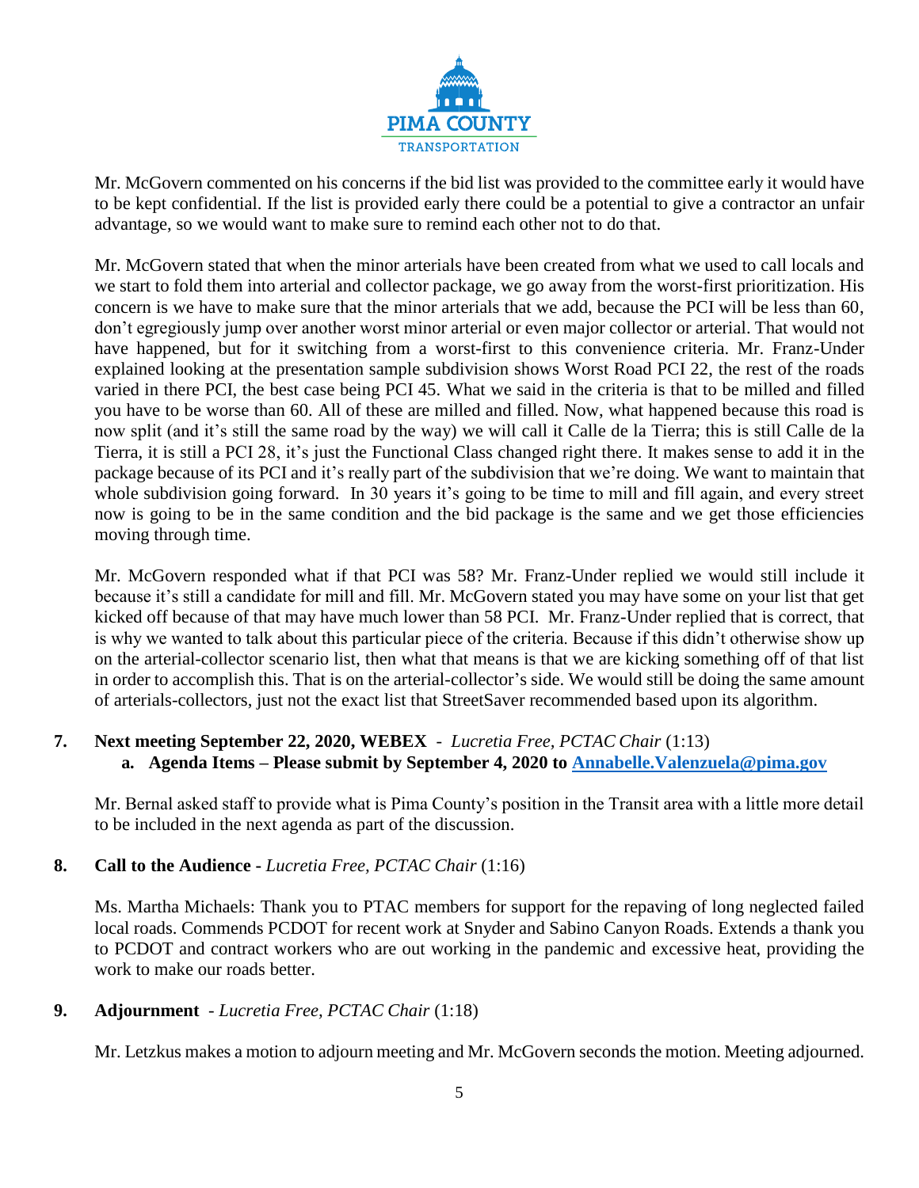Mr. McGovern commented on his concerns if the bid list was provided to the committee early it would have to be kept confidential. If the list is provided early there could be a potential to give a contractor an unfair advantage, so we would want to make sure to remind each other not to do that.

Mr. McGovern stated that when the minor arterials have been created from what we used to call locals and we start to fold them into arterial and collector package, we go away from the worst-first prioritization. His concern is we have to make sure that the minor arterials that we add, because the PCI will be less than 60, don't egregiously jump over another worst minor arterial or even major collector or arterial. That would not have happened, but for it switching from a worst-first to this convenience criteria. Mr. Franz-Under explained looking at the presentation sample subdivision shows Worst Road PCI 22, the rest of the roads varied in there PCI, the best case being PCI 45. What we said in the criteria is that to be milled and filled you have to be worse than 60. All of these are milled and filled. Now, what happened because this road is now split (and it's still the same road by the way) we will call it Calle de la Tierra; this is still Calle de la Tierra, it is still a PCI 28, it's just the Functional Class changed right there. It makes sense to add it in the package because of its PCI and it's really part of the subdivision that we're doing. We want to maintain that whole subdivision going forward. In 30 years it's going to be time to mill and fill again, and every street now is going to be in the same condition and the bid package is the same and we get those efficiencies moving through time.

Mr. McGovern responded what if that PCI was 58? Mr. Franz-Under replied we would still include it because it's still a candidate for mill and fill. Mr. McGovern stated you may have some on your list that get kicked off because of that may have much lower than 58 PCI. Mr. Franz-Under replied that is correct, that is why we wanted to talk about this particular piece of the criteria. Because if this didn't otherwise show up on the arterial-collector scenario list, then what that means is that we are kicking something off of that list in order to accomplish this. That is on the arterial-collector's side. We would still be doing the same amount of arterials-collectors, just not the exact list that StreetSaver recommended based upon its algorithm.

**7. Next meeting September 22, 2020, WEBEX** - *Lucretia Free, PCTAC Chair* (1:13)

**a. Agenda Items – Please submit by September 4, 2020 to [Annabelle.Valenzuela@pima.gov](mailto:Annabelle.Valenzuela@pima.gov)**

Mr. Bernal asked staff to provide what is Pima County's position in the Transit area with a little more detail to be included in the next agenda as part of the discussion.

**8. Call to the Audience -** *Lucretia Free, PCTAC Chair* (1:16)

Ms. Martha Michaels: Thank you to PTAC members for support for the repaving of long neglected failed local roads. Commends PCDOT for recent work at Snyder and Sabino Canyon Roads. Extends a thank you to PCDOT and contract workers who are out working in the pandemic and excessive heat, providing the work to make our roads better.

**9. Adjournment** - *Lucretia Free, PCTAC Chair* (1:18)

Mr. Letzkus makes a motion to adjourn meeting and Mr. McGovern seconds the motion. Meeting adjourned.